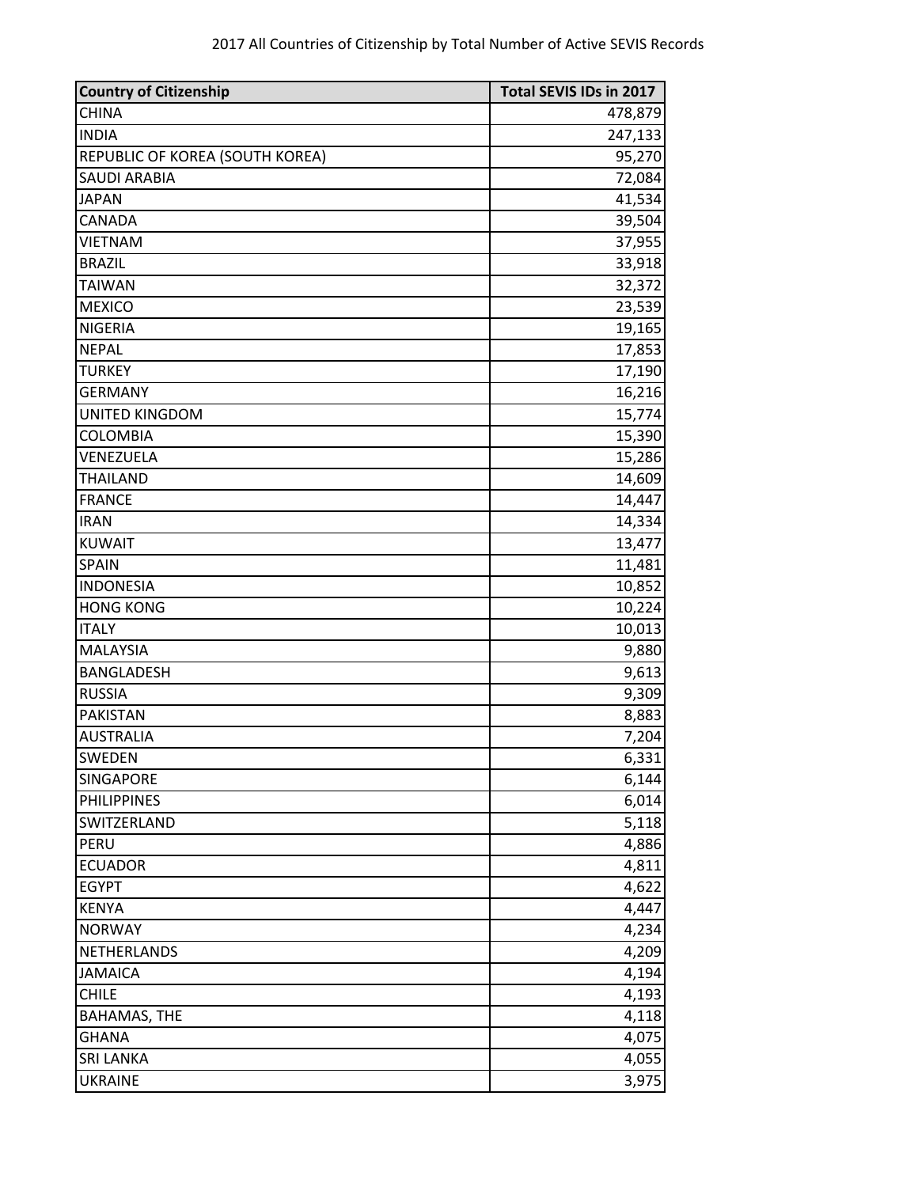2017 All Countries of Citizenship by Total Number of Active SEVIS Records

| Country of Citizenship | Total SEVIS IDs in 2017 |
| --- | --- |
| CHINA | 478,879 |
| INDIA | 247,133 |
| REPUBLIC OF KOREA (SOUTH KOREA) | 95,270 |
| SAUDI ARABIA | 72,084 |
| JAPAN | 41,534 |
| CANADA | 39,504 |
| VIETNAM | 37,955 |
| BRAZIL | 33,918 |
| TAIWAN | 32,372 |
| MEXICO | 23,539 |
| NIGERIA | 19,165 |
| NEPAL | 17,853 |
| TURKEY | 17,190 |
| GERMANY | 16,216 |
| UNITED KINGDOM | 15,774 |
| COLOMBIA | 15,390 |
| VENEZUELA | 15,286 |
| THAILAND | 14,609 |
| FRANCE | 14,447 |
| IRAN | 14,334 |
| KUWAIT | 13,477 |
| SPAIN | 11,481 |
| INDONESIA | 10,852 |
| HONG KONG | 10,224 |
| ITALY | 10,013 |
| MALAYSIA | 9,880 |
| BANGLADESH | 9,613 |
| RUSSIA | 9,309 |
| PAKISTAN | 8,883 |
| AUSTRALIA | 7,204 |
| SWEDEN | 6,331 |
| SINGAPORE | 6,144 |
| PHILIPPINES | 6,014 |
| SWITZERLAND | 5,118 |
| PERU | 4,886 |
| ECUADOR | 4,811 |
| EGYPT | 4,622 |
| KENYA | 4,447 |
| NORWAY | 4,234 |
| NETHERLANDS | 4,209 |
| JAMAICA | 4,194 |
| CHILE | 4,193 |
| BAHAMAS, THE | 4,118 |
| GHANA | 4,075 |
| SRI LANKA | 4,055 |
| UKRAINE | 3,975 |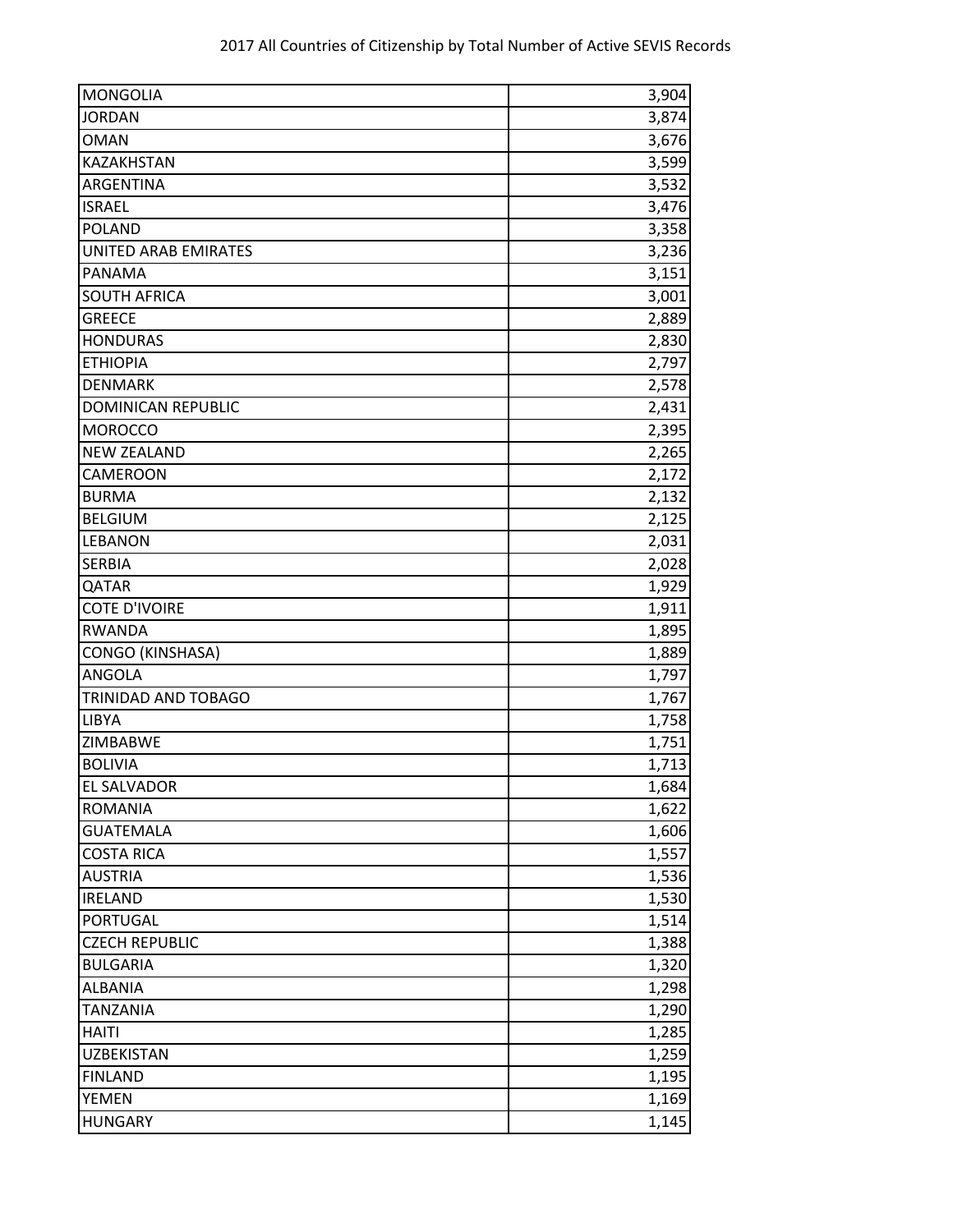| MONGOLIA | 3,904 |
| --- | --- |
| JORDAN | 3,874 |
| OMAN | 3,676 |
| KAZAKHSTAN | 3,599 |
| ARGENTINA | 3,532 |
| ISRAEL | 3,476 |
| POLAND | 3,358 |
| UNITED ARAB EMIRATES | 3,236 |
| PANAMA | 3,151 |
| SOUTH AFRICA | 3,001 |
| GREECE | 2,889 |
| HONDURAS | 2,830 |
| ETHIOPIA | 2,797 |
| DENMARK | 2,578 |
| DOMINICAN REPUBLIC | 2,431 |
| MOROCCO | 2,395 |
| NEW ZEALAND | 2,265 |
| CAMEROON | 2,172 |
| BURMA | 2,132 |
| BELGIUM | 2,125 |
| LEBANON | 2,031 |
| SERBIA | 2,028 |
| QATAR | 1,929 |
| COTE D'IVOIRE | 1,911 |
| RWANDA | 1,895 |
| CONGO (KINSHASA) | 1,889 |
| ANGOLA | 1,797 |
| TRINIDAD AND TOBAGO | 1,767 |
| LIBYA | 1,758 |
| ZIMBABWE | 1,751 |
| BOLIVIA | 1,713 |
| EL SALVADOR | 1,684 |
| ROMANIA | 1,622 |
| GUATEMALA | 1,606 |
| COSTA RICA | 1,557 |
| AUSTRIA | 1,536 |
| IRELAND | 1,530 |
| PORTUGAL | 1,514 |
| CZECH REPUBLIC | 1,388 |
| BULGARIA | 1,320 |
| ALBANIA | 1,298 |
| TANZANIA | 1,290 |
| HAITI | 1,285 |
| UZBEKISTAN | 1,259 |
| FINLAND | 1,195 |
| YEMEN | 1,169 |
| HUNGARY | 1,145 |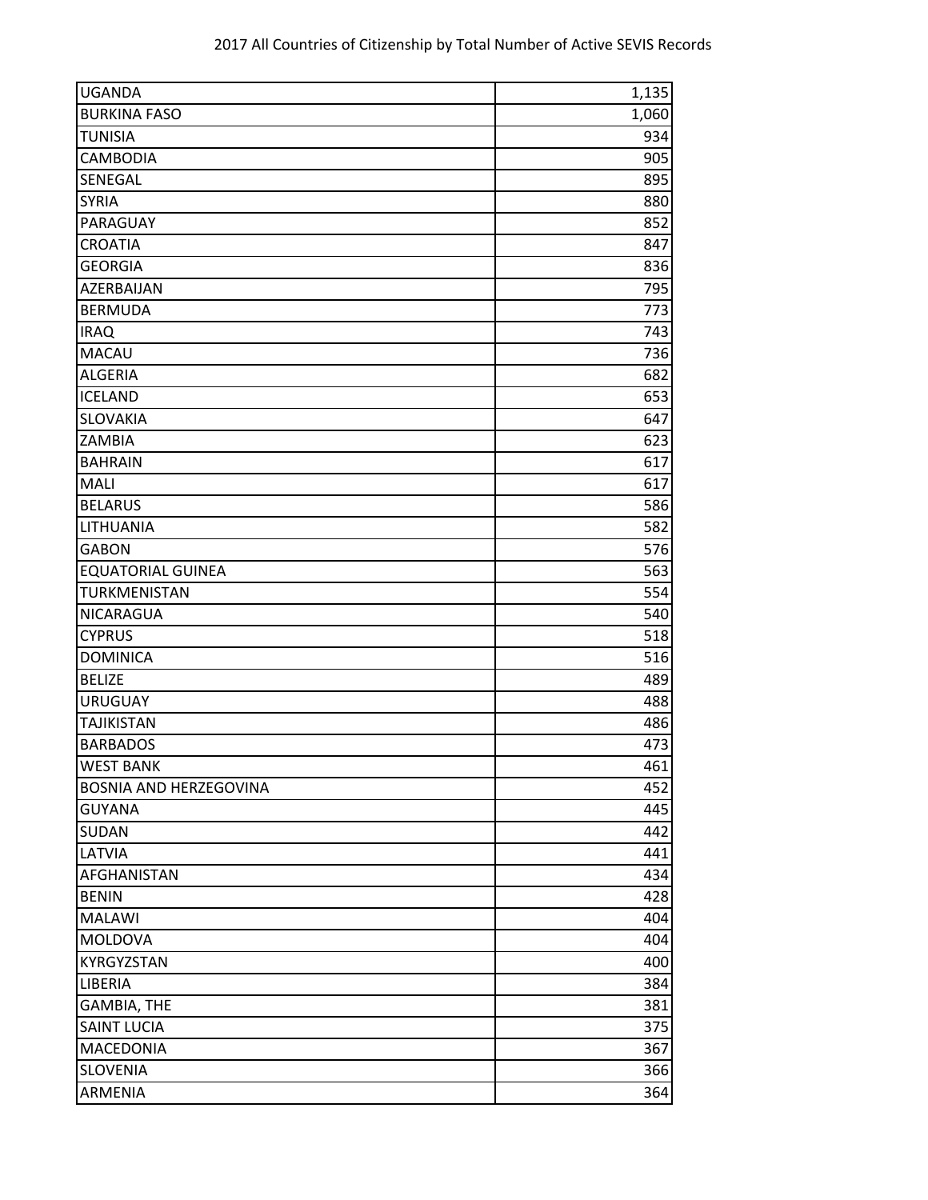| UGANDA | 1,135 |
|---|---|
| BURKINA FASO | 1,060 |
| TUNISIA | 934 |
| CAMBODIA | 905 |
| SENEGAL | 895 |
| SYRIA | 880 |
| PARAGUAY | 852 |
| CROATIA | 847 |
| GEORGIA | 836 |
| AZERBAIJAN | 795 |
| BERMUDA | 773 |
| IRAQ | 743 |
| MACAU | 736 |
| ALGERIA | 682 |
| ICELAND | 653 |
| SLOVAKIA | 647 |
| ZAMBIA | 623 |
| BAHRAIN | 617 |
| MALI | 617 |
| BELARUS | 586 |
| LITHUANIA | 582 |
| GABON | 576 |
| EQUATORIAL GUINEA | 563 |
| TURKMENISTAN | 554 |
| NICARAGUA | 540 |
| CYPRUS | 518 |
| DOMINICA | 516 |
| BELIZE | 489 |
| URUGUAY | 488 |
| TAJIKISTAN | 486 |
| BARBADOS | 473 |
| WEST BANK | 461 |
| BOSNIA AND HERZEGOVINA | 452 |
| GUYANA | 445 |
| SUDAN | 442 |
| LATVIA | 441 |
| AFGHANISTAN | 434 |
| BENIN | 428 |
| MALAWI | 404 |
| MOLDOVA | 404 |
| KYRGYZSTAN | 400 |
| LIBERIA | 384 |
| GAMBIA, THE | 381 |
| SAINT LUCIA | 375 |
| MACEDONIA | 367 |
| SLOVENIA | 366 |
| ARMENIA | 364 |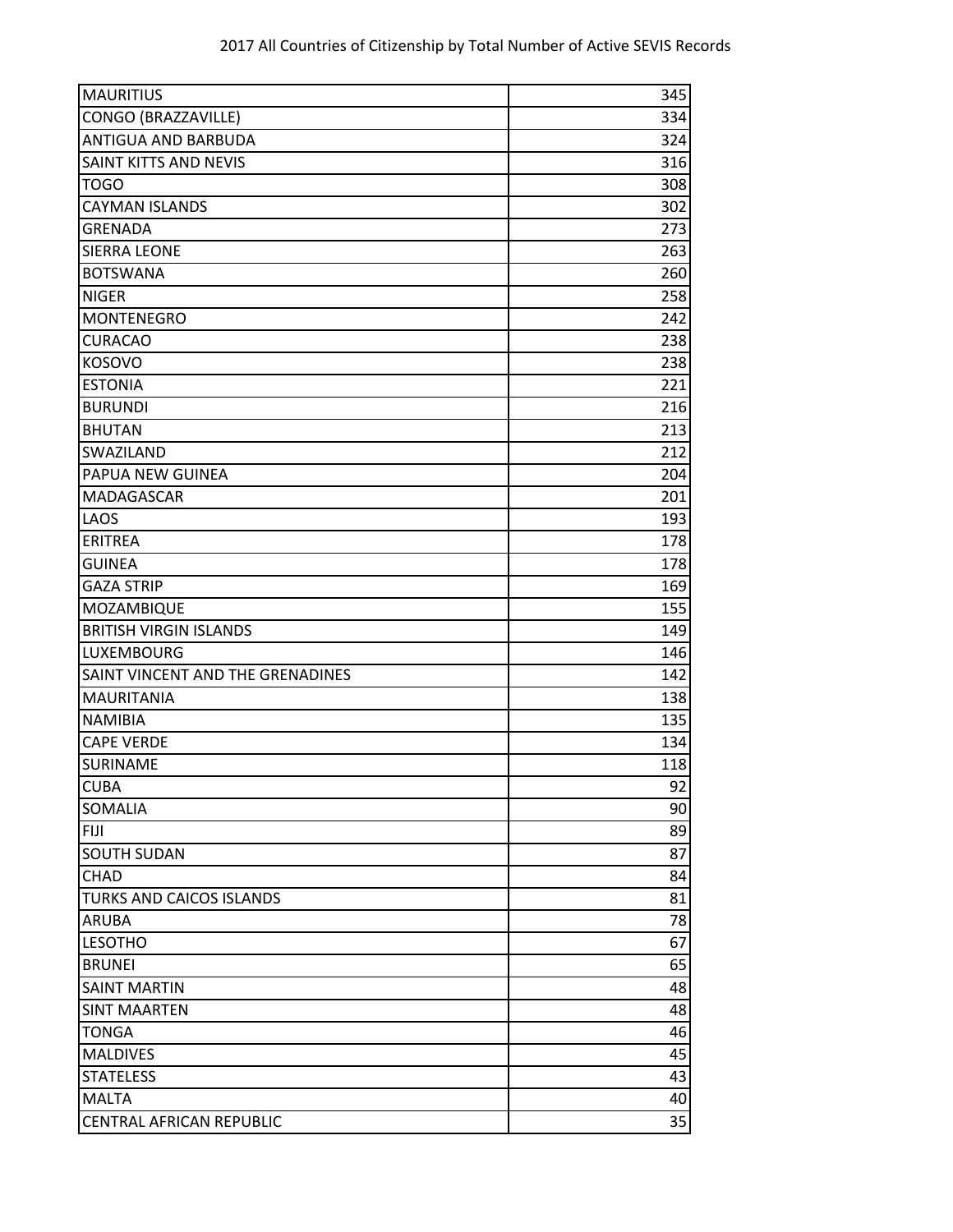| | |
|---|---|
| MAURITIUS | 345 |
| CONGO (BRAZZAVILLE) | 334 |
| ANTIGUA AND BARBUDA | 324 |
| SAINT KITTS AND NEVIS | 316 |
| TOGO | 308 |
| CAYMAN ISLANDS | 302 |
| GRENADA | 273 |
| SIERRA LEONE | 263 |
| BOTSWANA | 260 |
| NIGER | 258 |
| MONTENEGRO | 242 |
| CURACAO | 238 |
| KOSOVO | 238 |
| ESTONIA | 221 |
| BURUNDI | 216 |
| BHUTAN | 213 |
| SWAZILAND | 212 |
| PAPUA NEW GUINEA | 204 |
| MADAGASCAR | 201 |
| LAOS | 193 |
| ERITREA | 178 |
| GUINEA | 178 |
| GAZA STRIP | 169 |
| MOZAMBIQUE | 155 |
| BRITISH VIRGIN ISLANDS | 149 |
| LUXEMBOURG | 146 |
| SAINT VINCENT AND THE GRENADINES | 142 |
| MAURITANIA | 138 |
| NAMIBIA | 135 |
| CAPE VERDE | 134 |
| SURINAME | 118 |
| CUBA | 92 |
| SOMALIA | 90 |
| FIJI | 89 |
| SOUTH SUDAN | 87 |
| CHAD | 84 |
| TURKS AND CAICOS ISLANDS | 81 |
| ARUBA | 78 |
| LESOTHO | 67 |
| BRUNEI | 65 |
| SAINT MARTIN | 48 |
| SINT MAARTEN | 48 |
| TONGA | 46 |
| MALDIVES | 45 |
| STATELESS | 43 |
| MALTA | 40 |
| CENTRAL AFRICAN REPUBLIC | 35 |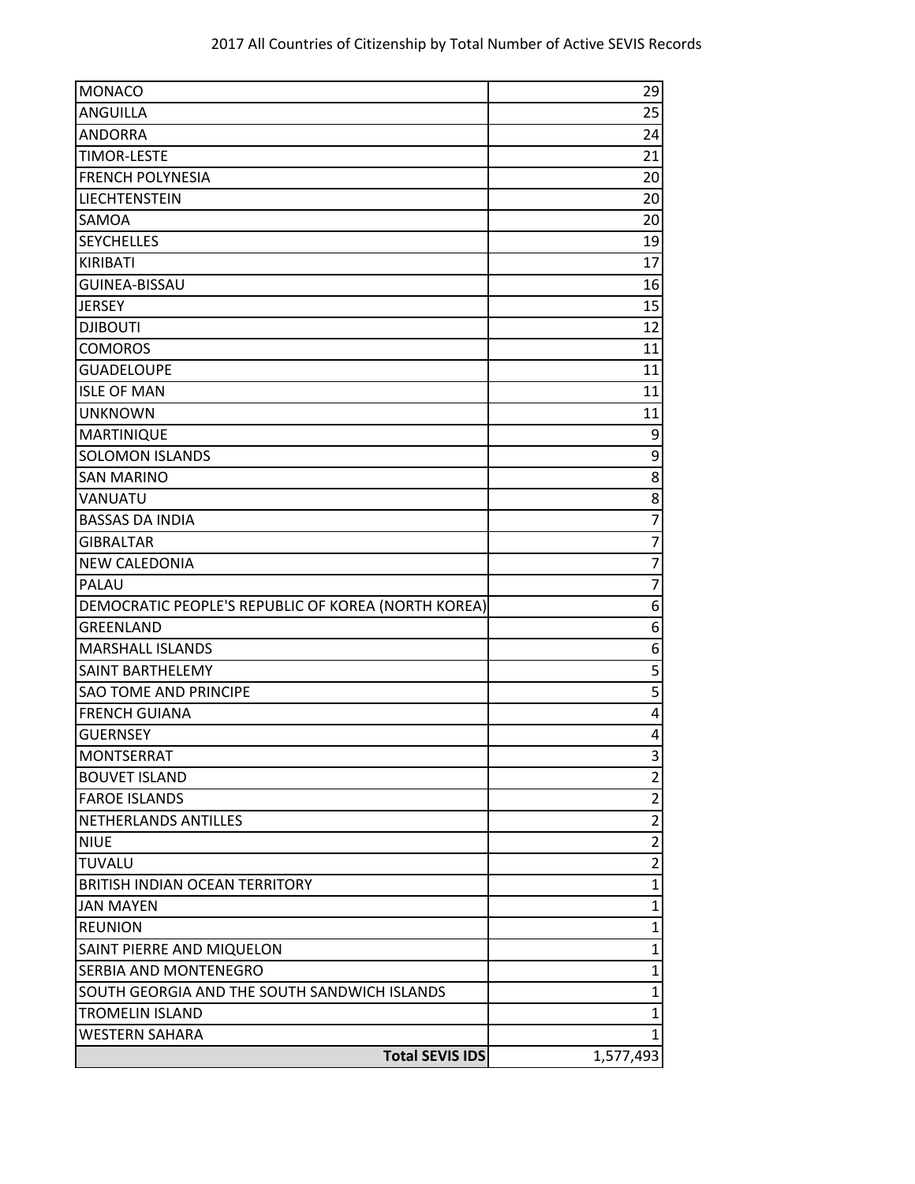| | |
|---|---|
| MONACO | 29 |
| ANGUILLA | 25 |
| ANDORRA | 24 |
| TIMOR-LESTE | 21 |
| FRENCH POLYNESIA | 20 |
| LIECHTENSTEIN | 20 |
| SAMOA | 20 |
| SEYCHELLES | 19 |
| KIRIBATI | 17 |
| GUINEA-BISSAU | 16 |
| JERSEY | 15 |
| DJIBOUTI | 12 |
| COMOROS | 11 |
| GUADELOUPE | 11 |
| ISLE OF MAN | 11 |
| UNKNOWN | 11 |
| MARTINIQUE | 9 |
| SOLOMON ISLANDS | 9 |
| SAN MARINO | 8 |
| VANUATU | 8 |
| BASSAS DA INDIA | 7 |
| GIBRALTAR | 7 |
| NEW CALEDONIA | 7 |
| PALAU | 7 |
| DEMOCRATIC PEOPLE'S REPUBLIC OF KOREA (NORTH KOREA) | 6 |
| GREENLAND | 6 |
| MARSHALL ISLANDS | 6 |
| SAINT BARTHELEMY | 5 |
| SAO TOME AND PRINCIPE | 5 |
| FRENCH GUIANA | 4 |
| GUERNSEY | 4 |
| MONTSERRAT | 3 |
| BOUVET ISLAND | 2 |
| FAROE ISLANDS | 2 |
| NETHERLANDS ANTILLES | 2 |
| NIUE | 2 |
| TUVALU | 2 |
| BRITISH INDIAN OCEAN TERRITORY | 1 |
| JAN MAYEN | 1 |
| REUNION | 1 |
| SAINT PIERRE AND MIQUELON | 1 |
| SERBIA AND MONTENEGRO | 1 |
| SOUTH GEORGIA AND THE SOUTH SANDWICH ISLANDS | 1 |
| TROMELIN ISLAND | 1 |
| WESTERN SAHARA | 1 |
| **Total SEVIS IDS** | 1,577,493 |